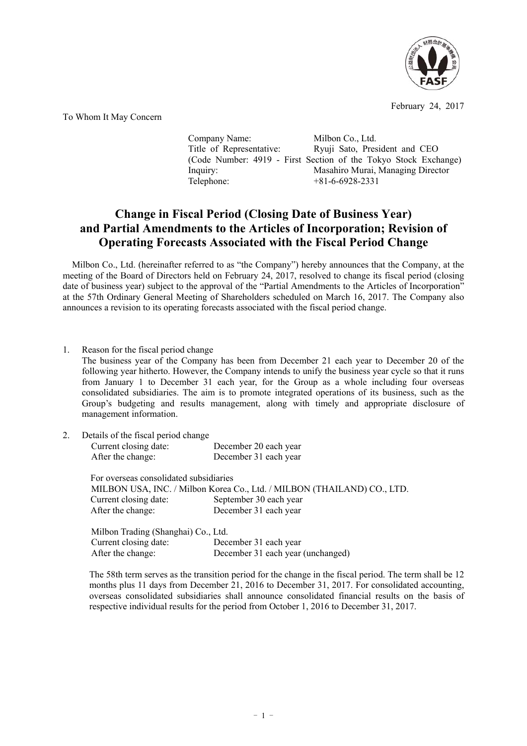February 24, 2017

To Whom It May Concern

Company Name: Milbon Co., Ltd.
Title of Representative: Ryuji Sato, President and CEO
(Code Number: 4919 - First Section of the Tokyo Stock Exchange)
Inquiry: Masahiro Murai, Managing Director
Telephone: +81-6-6928-2331

# Change in Fiscal Period (Closing Date of Business Year) and Partial Amendments to the Articles of Incorporation; Revision of Operating Forecasts Associated with the Fiscal Period Change

Milbon Co., Ltd. (hereinafter referred to as "the Company") hereby announces that the Company, at the meeting of the Board of Directors held on February 24, 2017, resolved to change its fiscal period (closing date of business year) subject to the approval of the "Partial Amendments to the Articles of Incorporation" at the 57th Ordinary General Meeting of Shareholders scheduled on March 16, 2017. The Company also announces a revision to its operating forecasts associated with the fiscal period change.

1. Reason for the fiscal period change

   The business year of the Company has been from December 21 each year to December 20 of the following year hitherto. However, the Company intends to unify the business year cycle so that it runs from January 1 to December 31 each year, for the Group as a whole including four overseas consolidated subsidiaries. The aim is to promote integrated operations of its business, such as the Group's budgeting and results management, along with timely and appropriate disclosure of management information.

2. Details of the fiscal period change

   Current closing date: December 20 each year
   After the change: December 31 each year

   For overseas consolidated subsidiaries
   MILBON USA, INC. / Milbon Korea Co., Ltd. / MILBON (THAILAND) CO., LTD.
   Current closing date: September 30 each year
   After the change: December 31 each year

   Milbon Trading (Shanghai) Co., Ltd.
   Current closing date: December 31 each year
   After the change: December 31 each year (unchanged)

   The 58th term serves as the transition period for the change in the fiscal period. The term shall be 12 months plus 11 days from December 21, 2016 to December 31, 2017. For consolidated accounting, overseas consolidated subsidiaries shall announce consolidated financial results on the basis of respective individual results for the period from October 1, 2016 to December 31, 2017.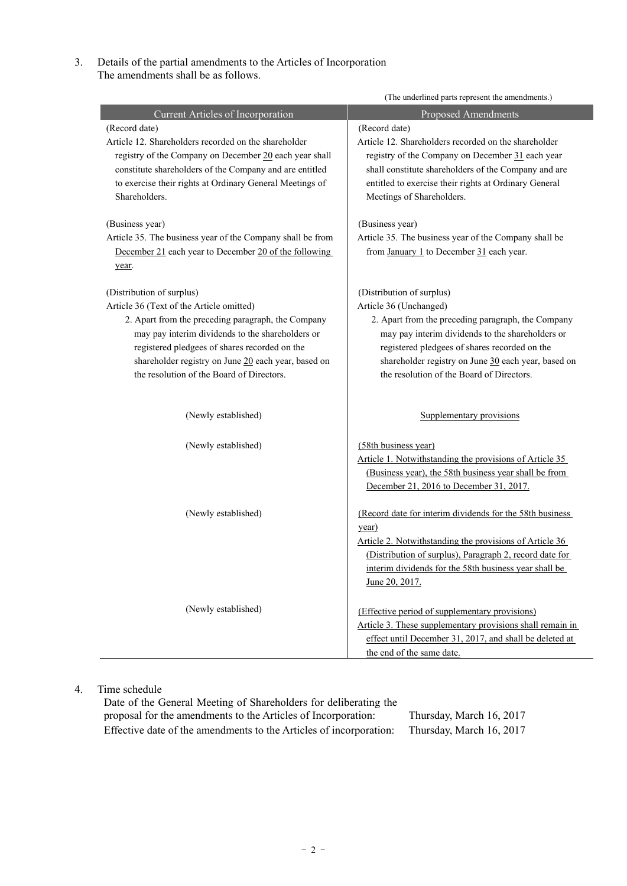3. Details of the partial amendments to the Articles of Incorporation
   The amendments shall be as follows.

(The underlined parts represent the amendments.)

| Current Articles of Incorporation | Proposed Amendments |
|---|---|
| (Record date)<br>Article 12. Shareholders recorded on the shareholder registry of the Company on December <u>20</u> each year shall constitute shareholders of the Company and are entitled to exercise their rights at Ordinary General Meetings of Shareholders. | (Record date)<br>Article 12. Shareholders recorded on the shareholder registry of the Company on December <u>31</u> each year shall constitute shareholders of the Company and are entitled to exercise their rights at Ordinary General Meetings of Shareholders. |
| (Business year)<br>Article 35. The business year of the Company shall be from <u>December 21</u> each year to December <u>20 of the following year</u>. | (Business year)<br>Article 35. The business year of the Company shall be from <u>January 1</u> to December <u>31</u> each year. |
| (Distribution of surplus)<br>Article 36 (Text of the Article omitted)<br>2. Apart from the preceding paragraph, the Company may pay interim dividends to the shareholders or registered pledgees of shares recorded on the shareholder registry on June <u>20</u> each year, based on the resolution of the Board of Directors. | (Distribution of surplus)<br>Article 36 (Unchanged)<br>2. Apart from the preceding paragraph, the Company may pay interim dividends to the shareholders or registered pledgees of shares recorded on the shareholder registry on June <u>30</u> each year, based on the resolution of the Board of Directors. |
| (Newly established) | <u>Supplementary provisions</u> |
| (Newly established) | <u>(58th business year)</u><br><u>Article 1. Notwithstanding the provisions of Article 35 (Business year), the 58th business year shall be from December 21, 2016 to December 31, 2017.</u> |
| (Newly established) | <u>(Record date for interim dividends for the 58th business year)</u><br><u>Article 2. Notwithstanding the provisions of Article 36 (Distribution of surplus), Paragraph 2, record date for interim dividends for the 58th business year shall be June 20, 2017.</u> |
| (Newly established) | <u>(Effective period of supplementary provisions)</u><br><u>Article 3. These supplementary provisions shall remain in effect until December 31, 2017, and shall be deleted at the end of the same date.</u> |

4. Time schedule

| | |
|---|---|
| Date of the General Meeting of Shareholders for deliberating the proposal for the amendments to the Articles of Incorporation: | Thursday, March 16, 2017 |
| Effective date of the amendments to the Articles of incorporation: | Thursday, March 16, 2017 |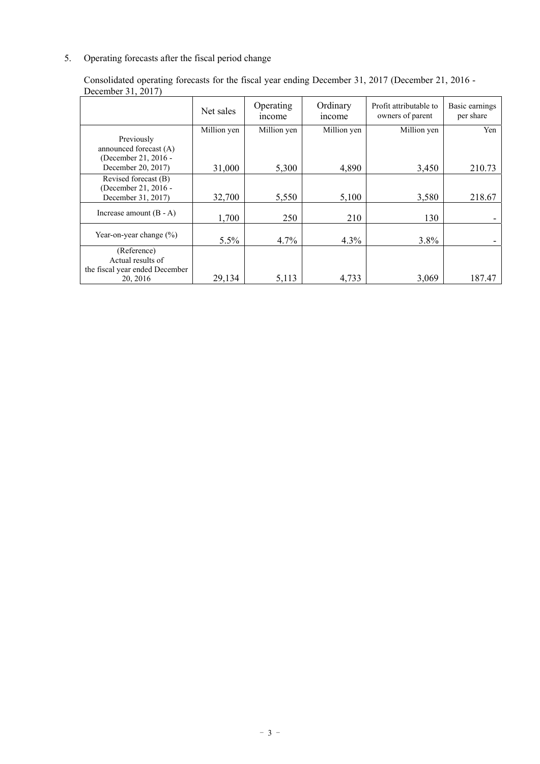5. Operating forecasts after the fiscal period change

Consolidated operating forecasts for the fiscal year ending December 31, 2017 (December 21, 2016 - December 31, 2017)

| | Net sales | Operating income | Ordinary income | Profit attributable to owners of parent | Basic earnings per share |
|---|---|---|---|---|---|
| | Million yen | Million yen | Million yen | Million yen | Yen |
| Previously announced forecast (A) (December 21, 2016 - December 20, 2017) | 31,000 | 5,300 | 4,890 | 3,450 | 210.73 |
| Revised forecast (B) (December 21, 2016 - December 31, 2017) | 32,700 | 5,550 | 5,100 | 3,580 | 218.67 |
| Increase amount (B - A) | 1,700 | 250 | 210 | 130 | - |
| Year-on-year change (%) | 5.5% | 4.7% | 4.3% | 3.8% | - |
| (Reference) Actual results of the fiscal year ended December 20, 2016 | 29,134 | 5,113 | 4,733 | 3,069 | 187.47 |